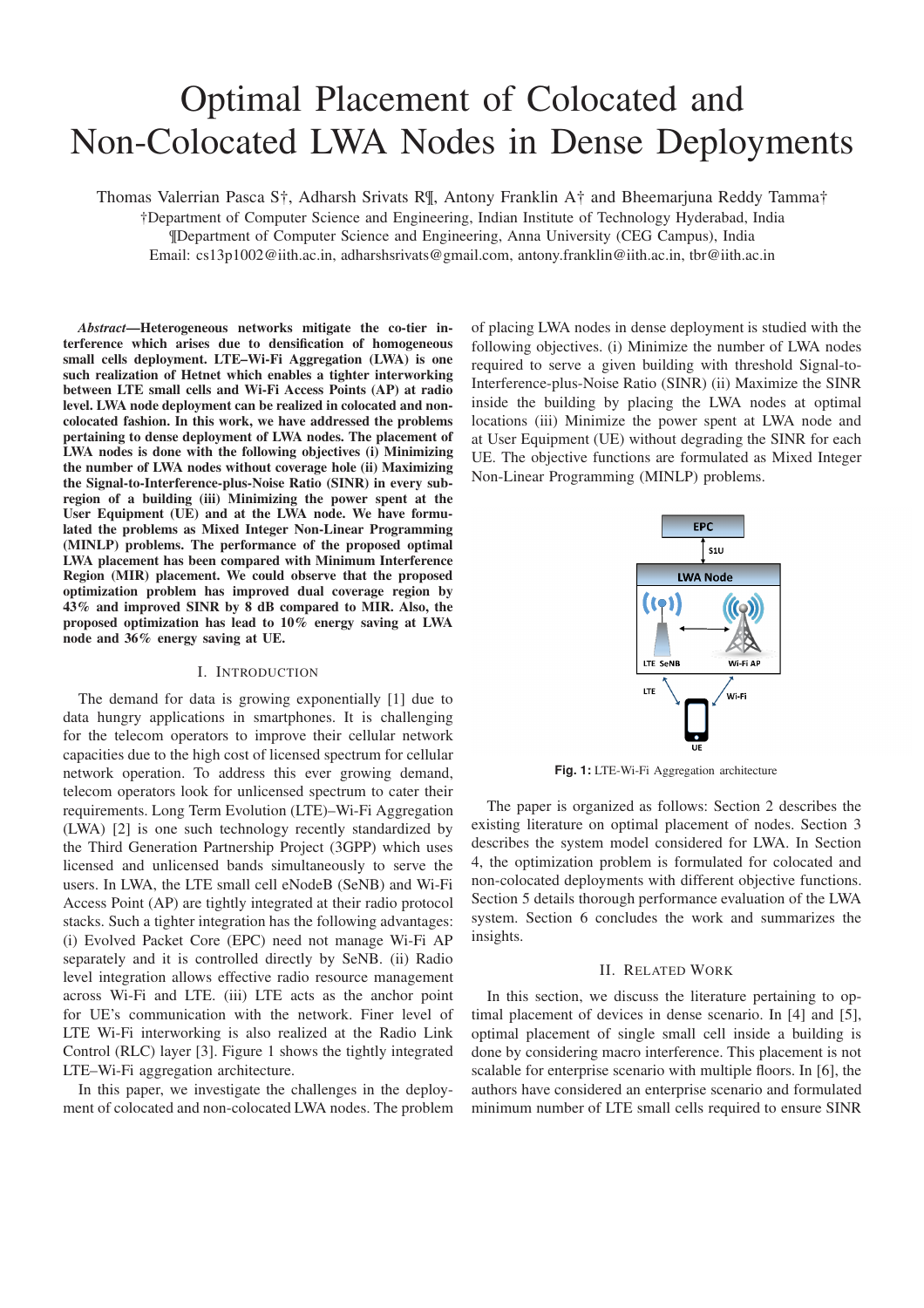# Optimal Placement of Colocated and Non-Colocated LWA Nodes in Dense Deployments

Thomas Valerrian Pasca S†, Adharsh Srivats R¶, Antony Franklin A† and Bheemarjuna Reddy Tamma†

†Department of Computer Science and Engineering, Indian Institute of Technology Hyderabad, India

¶Department of Computer Science and Engineering, Anna University (CEG Campus), India

Email: cs13p1002@iith.ac.in, adharshsrivats@gmail.com, antony.franklin@iith.ac.in, tbr@iith.ac.in

***Abstract*—Heterogeneous networks mitigate the co-tier interference which arises due to densification of homogeneous small cells deployment. LTE–Wi-Fi Aggregation (LWA) is one such realization of Hetnet which enables a tighter interworking between LTE small cells and Wi-Fi Access Points (AP) at radio level. LWA node deployment can be realized in colocated and non-colocated fashion. In this work, we have addressed the problems pertaining to dense deployment of LWA nodes. The placement of LWA nodes is done with the following objectives (i) Minimizing the number of LWA nodes without coverage hole (ii) Maximizing the Signal-to-Interference-plus-Noise Ratio (SINR) in every sub-region of a building (iii) Minimizing the power spent at the User Equipment (UE) and at the LWA node. We have formulated the problems as Mixed Integer Non-Linear Programming (MINLP) problems. The performance of the proposed optimal LWA placement has been compared with Minimum Interference Region (MIR) placement. We could observe that the proposed optimization problem has improved dual coverage region by 43% and improved SINR by 8 dB compared to MIR. Also, the proposed optimization has lead to 10% energy saving at LWA node and 36% energy saving at UE.**

## I. Introduction

The demand for data is growing exponentially [1] due to data hungry applications in smartphones. It is challenging for the telecom operators to improve their cellular network capacities due to the high cost of licensed spectrum for cellular network operation. To address this ever growing demand, telecom operators look for unlicensed spectrum to cater their requirements. Long Term Evolution (LTE)–Wi-Fi Aggregation (LWA) [2] is one such technology recently standardized by the Third Generation Partnership Project (3GPP) which uses licensed and unlicensed bands simultaneously to serve the users. In LWA, the LTE small cell eNodeB (SeNB) and Wi-Fi Access Point (AP) are tightly integrated at their radio protocol stacks. Such a tighter integration has the following advantages: (i) Evolved Packet Core (EPC) need not manage Wi-Fi AP separately and it is controlled directly by SeNB. (ii) Radio level integration allows effective radio resource management across Wi-Fi and LTE. (iii) LTE acts as the anchor point for UE's communication with the network. Finer level of LTE Wi-Fi interworking is also realized at the Radio Link Control (RLC) layer [3]. Figure 1 shows the tightly integrated LTE–Wi-Fi aggregation architecture.

In this paper, we investigate the challenges in the deployment of colocated and non-colocated LWA nodes. The problem of placing LWA nodes in dense deployment is studied with the following objectives. (i) Minimize the number of LWA nodes required to serve a given building with threshold Signal-to-Interference-plus-Noise Ratio (SINR) (ii) Maximize the SINR inside the building by placing the LWA nodes at optimal locations (iii) Minimize the power spent at LWA node and at User Equipment (UE) without degrading the SINR for each UE. The objective functions are formulated as Mixed Integer Non-Linear Programming (MINLP) problems.

**Fig. 1:** LTE-Wi-Fi Aggregation architecture

The paper is organized as follows: Section 2 describes the existing literature on optimal placement of nodes. Section 3 describes the system model considered for LWA. In Section 4, the optimization problem is formulated for colocated and non-colocated deployments with different objective functions. Section 5 details thorough performance evaluation of the LWA system. Section 6 concludes the work and summarizes the insights.

## II. Related Work

In this section, we discuss the literature pertaining to optimal placement of devices in dense scenario. In [4] and [5], optimal placement of single small cell inside a building is done by considering macro interference. This placement is not scalable for enterprise scenario with multiple floors. In [6], the authors have considered an enterprise scenario and formulated minimum number of LTE small cells required to ensure SINR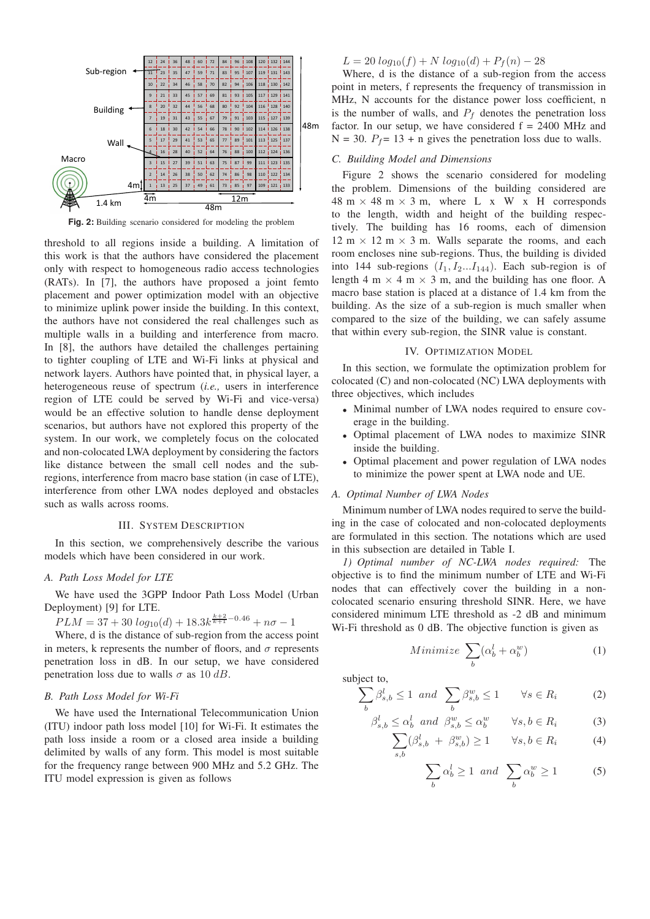Fig. 2: Building scenario considered for modeling the problem

threshold to all regions inside a building. A limitation of this work is that the authors have considered the placement only with respect to homogeneous radio access technologies (RATs). In [7], the authors have proposed a joint femto placement and power optimization model with an objective to minimize uplink power inside the building. In this context, the authors have not considered the real challenges such as multiple walls in a building and interference from macro. In [8], the authors have detailed the challenges pertaining to tighter coupling of LTE and Wi-Fi links at physical and network layers. Authors have pointed that, in physical layer, a heterogeneous reuse of spectrum (*i.e.,* users in interference region of LTE could be served by Wi-Fi and vice-versa) would be an effective solution to handle dense deployment scenarios, but authors have not explored this property of the system. In our work, we completely focus on the colocated and non-colocated LWA deployment by considering the factors like distance between the small cell nodes and the sub-regions, interference from macro base station (in case of LTE), interference from other LWA nodes deployed and obstacles such as walls across rooms.

## III. System Description

In this section, we comprehensively describe the various models which have been considered in our work.

### A. Path Loss Model for LTE

We have used the 3GPP Indoor Path Loss Model (Urban Deployment) [9] for LTE.

$$PLM = 37 + 30\ log_{10}(d) + 18.3k^{\frac{k+2}{k+1}-0.46} + n\sigma - 1$$

Where, d is the distance of sub-region from the access point in meters, k represents the number of floors, and $\sigma$ represents penetration loss in dB. In our setup, we have considered penetration loss due to walls $\sigma$ as $10\ dB$.

### B. Path Loss Model for Wi-Fi

We have used the International Telecommunication Union (ITU) indoor path loss model [10] for Wi-Fi. It estimates the path loss inside a room or a closed area inside a building delimited by walls of any form. This model is most suitable for the frequency range between 900 MHz and 5.2 GHz. The ITU model expression is given as follows

$$L = 20\ log_{10}(f) + N\ log_{10}(d) + P_f(n) - 28$$

Where, d is the distance of a sub-region from the access point in meters, f represents the frequency of transmission in MHz, N accounts for the distance power loss coefficient, n is the number of walls, and $P_f$ denotes the penetration loss factor. In our setup, we have considered f = 2400 MHz and N = 30. $P_f$= 13 + n gives the penetration loss due to walls.

### C. Building Model and Dimensions

Figure 2 shows the scenario considered for modeling the problem. Dimensions of the building considered are 48 m × 48 m × 3 m, where L x W x H corresponds to the length, width and height of the building respectively. The building has 16 rooms, each of dimension 12 m × 12 m × 3 m. Walls separate the rooms, and each room encloses nine sub-regions. Thus, the building is divided into 144 sub-regions $(I_1, I_2 ... I_{144})$. Each sub-region is of length 4 m × 4 m × 3 m, and the building has one floor. A macro base station is placed at a distance of 1.4 km from the building. As the size of a sub-region is much smaller when compared to the size of the building, we can safely assume that within every sub-region, the SINR value is constant.

## IV. Optimization Model

In this section, we formulate the optimization problem for colocated (C) and non-colocated (NC) LWA deployments with three objectives, which includes

- Minimal number of LWA nodes required to ensure coverage in the building.
- Optimal placement of LWA nodes to maximize SINR inside the building.
- Optimal placement and power regulation of LWA nodes to minimize the power spent at LWA node and UE.

### A. Optimal Number of LWA Nodes

Minimum number of LWA nodes required to serve the building in the case of colocated and non-colocated deployments are formulated in this section. The notations which are used in this subsection are detailed in Table I.

*1) Optimal number of NC-LWA nodes required:* The objective is to find the minimum number of LTE and Wi-Fi nodes that can effectively cover the building in a non-colocated scenario ensuring threshold SINR. Here, we have considered minimum LTE threshold as -2 dB and minimum Wi-Fi threshold as 0 dB. The objective function is given as

$$Minimize\ \sum_b (\alpha_b^l + \alpha_b^w) \tag{1}$$

subject to,

$$\sum_b \beta_{s,b}^l \leq 1\ \ and\ \ \sum_b \beta_{s,b}^w \leq 1 \qquad \forall s \in R_i \tag{2}$$

$$\beta_{s,b}^l \leq \alpha_b^l\ \ and\ \ \beta_{s,b}^w \leq \alpha_b^w \qquad \forall s,b \in R_i \tag{3}$$

$$\sum_{s,b} (\beta_{s,b}^l\ +\ \beta_{s,b}^w) \geq 1 \qquad \forall s,b \in R_i \tag{4}$$

$$\sum_b \alpha_b^l \geq 1\ \ and\ \ \sum_b \alpha_b^w \geq 1 \tag{5}$$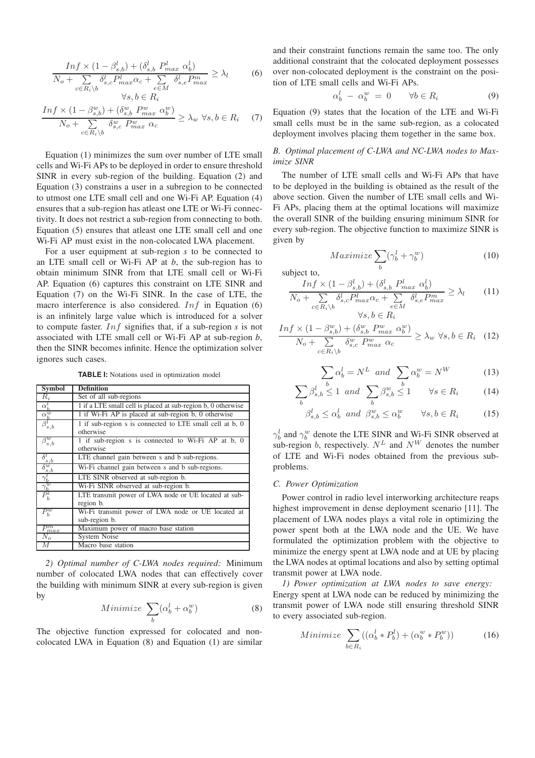$$\frac{Inf \times (1-\beta^l_{s,b}) + (\delta^l_{s,b}\ P^l_{max}\ \alpha^l_b)}{N_o + \sum\limits_{c \in R_i \setminus b} \delta^l_{s,c} P^l_{max} \alpha_c + \sum\limits_{e \in M} \delta^l_{s,e} P^m_{max}} \geq \lambda_l \quad \forall s, b \in R_i \tag{6}$$

$$\frac{Inf \times (1-\beta^w_{s,b}) + (\delta^w_{s,b}\ P^w_{max}\ \alpha^w_b)}{N_o + \sum\limits_{c \in R_i \setminus b} \delta^w_{s,c}\ P^w_{max}\ \alpha_c} \geq \lambda_w \ \forall s, b \in R_i \tag{7}$$

Equation (1) minimizes the sum over number of LTE small cells and Wi-Fi APs to be deployed in order to ensure threshold SINR in every sub-region of the building. Equation (2) and Equation (3) constrains a user in a subregion to be connected to utmost one LTE small cell and one Wi-Fi AP. Equation (4) ensures that a sub-region has atleast one LTE or Wi-Fi connectivity. It does not restrict a sub-region from connecting to both. Equation (5) ensures that atleast one LTE small cell and one Wi-Fi AP must exist in the non-colocated LWA placement.

For a user equipment at sub-region *s* to be connected to an LTE small cell or Wi-Fi AP at *b*, the sub-region has to obtain minimum SINR from that LTE small cell or Wi-Fi AP. Equation (6) captures this constraint on LTE SINR and Equation (7) on the Wi-Fi SINR. In the case of LTE, the macro interference is also considered. $Inf$ in Equation (6) is an infinitely large value which is introduced for a solver to compute faster. $Inf$ signifies that, if a sub-region *s* is not associated with LTE small cell or Wi-Fi AP at sub-region *b*, then the SINR becomes infinite. Hence the optimization solver ignores such cases.

**TABLE I:** Notations used in optimization model

| Symbol | Definition |
|---|---|
| $R_i$ | Set of all sub-regions |
| $\alpha^l_b$ | 1 if a LTE small cell is placed at sub-region b, 0 otherwise |
| $\alpha^w_b$ | 1 if Wi-Fi AP is placed at sub-region b, 0 otherwise |
| $\beta^l_{s,b}$ | 1 if sub-region s is connected to LTE small cell at b, 0 otherwise |
| $\beta^w_{s,b}$ | 1 if sub-region s is connected to Wi-Fi AP at b, 0 otherwise |
| $\delta^l_{s,b}$ | LTE channel gain between s and b sub-regions. |
| $\delta^w_{s,b}$ | Wi-Fi channel gain between s and b sub-regions. |
| $\gamma^l_b$ | LTE SINR observed at sub-region b. |
| $\gamma^w_b$ | Wi-Fi SINR observed at sub-region b. |
| $P^l_b$ | LTE transmit power of LWA node or UE located at sub-region b. |
| $P^w_b$ | Wi-Fi transmit power of LWA node or UE located at sub-region b. |
| $P^m_{max}$ | Maximum power of macro base station |
| $N_o$ | System Noise |
| $M$ | Macro base station |

*2) Optimal number of C-LWA nodes required:* Minimum number of colocated LWA nodes that can effectively cover the building with minimum SINR at every sub-region is given by

$$Minimize \ \sum_b (\alpha^l_b + \alpha^w_b) \tag{8}$$

The objective function expressed for colocated and non-colocated LWA in Equation (8) and Equation (1) are similar and their constraint functions remain the same too. The only additional constraint that the colocated deployment possesses over non-colocated deployment is the constraint on the position of LTE small cells and Wi-Fi APs.

$$\alpha^l_b \ - \ \alpha^w_b \ = \ 0 \qquad \forall b \in R_i \tag{9}$$

Equation (9) states that the location of the LTE and Wi-Fi small cells must be in the same sub-region, as a colocated deployment involves placing them together in the same box.

### *B. Optimal placement of C-LWA and NC-LWA nodes to Maximize SINR*

The number of LTE small cells and Wi-Fi APs that have to be deployed in the building is obtained as the result of the above section. Given the number of LTE small cells and Wi-Fi APs, placing them at the optimal locations will maximize the overall SINR of the building ensuring minimum SINR for every sub-region. The objective function to maximize SINR is given by

$$Maximize \sum_b (\gamma^l_b + \gamma^w_b) \tag{10}$$

subject to,

$$\frac{Inf \times (1-\beta^l_{s,b}) + (\delta^l_{s,b}\ P^l_{max}\ \alpha^l_b)}{N_o + \sum\limits_{c \in R_i \setminus b} \delta^l_{s,c} P^l_{max} \alpha_c + \sum\limits_{e \in M} \delta^l_{s,e} P^m_{max}} \geq \lambda_l \quad \forall s, b \in R_i \tag{11}$$

$$\frac{Inf \times (1-\beta^w_{s,b}) + (\delta^w_{s,b}\ P^w_{max}\ \alpha^w_b)}{N_o + \sum\limits_{c \in R_i \setminus b} \delta^w_{s,c}\ P^w_{max}\ \alpha_c} \geq \lambda_w \ \forall s, b \in R_i \tag{12}$$

$$\sum_b \alpha^l_b = N^L \ \ and \ \ \sum_b \alpha^w_b = N^W \tag{13}$$

$$\sum_b \beta^l_{s,b} \leq 1 \ \ and \ \ \sum_b \beta^w_{s,b} \leq 1 \qquad \forall s \in R_i \tag{14}$$

$$\beta^l_{s,b} \leq \alpha^l_b \ \ and \ \ \beta^w_{s,b} \leq \alpha^w_b \qquad \forall s, b \in R_i \tag{15}$$

$\gamma^l_b$ and $\gamma^w_b$ denote the LTE SINR and Wi-Fi SINR observed at sub-region $b$, respectively. $N^L$ and $N^W$ denotes the number of LTE and Wi-Fi nodes obtained from the previous subproblems.

### *C. Power Optimization*

Power control in radio level interworking architecture reaps highest improvement in dense deployment scenario [11]. The placement of LWA nodes plays a vital role in optimizing the power spent both at the LWA node and the UE. We have formulated the optimization problem with the objective to minimize the energy spent at LWA node and at UE by placing the LWA nodes at optimal locations and also by setting optimal transmit power at LWA node.

*1) Power optimization at LWA nodes to save energy:* Energy spent at LWA node can be reduced by minimizing the transmit power of LWA node still ensuring threshold SINR to every associated sub-region.

$$Minimize \ \sum_{b \in R_i} ((\alpha^l_b * P^l_b) + (\alpha^w_b * P^w_b)) \tag{16}$$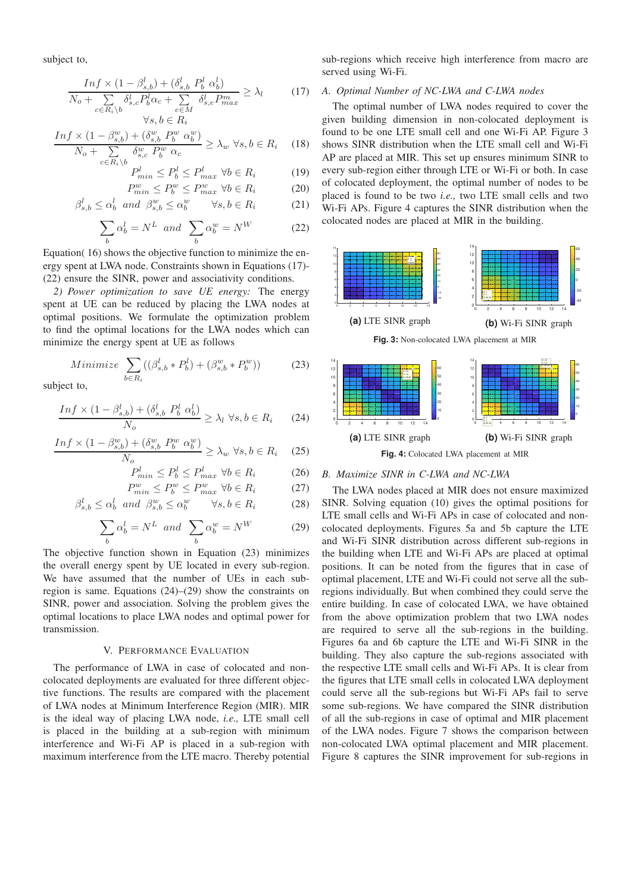subject to,

$$\frac{Inf \times (1-\beta^l_{s,b}) + (\delta^l_{s,b}\ P^l_b\ \alpha^l_b)}{N_o + \sum_{c\in R_i\setminus b} \delta^l_{s,c} P^l_b \alpha_c + \sum_{e\in M} \delta^l_{s,e} P^m_{max}} \geq \lambda_l \tag{17}$$
$$\forall s, b \in R_i$$

$$\frac{Inf \times (1-\beta^w_{s,b}) + (\delta^w_{s,b}\ P^w_b\ \alpha^w_b)}{N_o + \sum_{c\in R_i\setminus b} \delta^w_{s,c}\ P^w_b\ \alpha_c} \geq \lambda_w\ \forall s, b \in R_i \tag{18}$$

$$P^l_{min} \leq P^l_b \leq P^l_{max}\ \forall b \in R_i \tag{19}$$

$$P^w_{min} \leq P^w_b \leq P^w_{max}\ \forall b \in R_i \tag{20}$$

$$\beta^l_{s,b} \leq \alpha^l_b\ \ and\ \ \beta^w_{s,b} \leq \alpha^w_b \qquad \forall s, b \in R_i \tag{21}$$

$$\sum_b \alpha^l_b = N^L\ \ and\ \ \sum_b \alpha^w_b = N^W \tag{22}$$

Equation( 16) shows the objective function to minimize the energy spent at LWA node. Constraints shown in Equations (17)-(22) ensure the SINR, power and associativity conditions.

*2) Power optimization to save UE energy:* The energy spent at UE can be reduced by placing the LWA nodes at optimal positions. We formulate the optimization problem to find the optimal locations for the LWA nodes which can minimize the energy spent at UE as follows

$$Minimize\ \sum_{b\in R_i}((\beta^l_{s,b} * P^l_b) + (\beta^w_{s,b} * P^w_b)) \tag{23}$$

subject to,

$$\frac{Inf \times (1-\beta^l_{s,b}) + (\delta^l_{s,b}\ P^l_b\ \alpha^l_b)}{N_o} \geq \lambda_l\ \forall s, b \in R_i \tag{24}$$

$$\frac{Inf \times (1-\beta^w_{s,b}) + (\delta^w_{s,b}\ P^w_b\ \alpha^w_b)}{N_o} \geq \lambda_w\ \forall s, b \in R_i \tag{25}$$

$$P^l_{min} \leq P^l_b \leq P^l_{max}\ \forall b \in R_i \tag{26}$$

$$P^w_{min} \leq P^w_b \leq P^w_{max}\ \forall b \in R_i \tag{27}$$

$$\beta^l_{s,b} \leq \alpha^l_b\ \ and\ \ \beta^w_{s,b} \leq \alpha^w_b \qquad \forall s, b \in R_i \tag{28}$$

$$\sum_b \alpha^l_b = N^L\ \ and\ \ \sum_b \alpha^w_b = N^W \tag{29}$$

The objective function shown in Equation (23) minimizes the overall energy spent by UE located in every sub-region. We have assumed that the number of UEs in each sub-region is same. Equations (24)–(29) show the constraints on SINR, power and association. Solving the problem gives the optimal locations to place LWA nodes and optimal power for transmission.

## V. Performance Evaluation

The performance of LWA in case of colocated and non-colocated deployments are evaluated for three different objective functions. The results are compared with the placement of LWA nodes at Minimum Interference Region (MIR). MIR is the ideal way of placing LWA node, *i.e.,* LTE small cell is placed in the building at a sub-region with minimum interference and Wi-Fi AP is placed in a sub-region with maximum interference from the LTE macro. Thereby potential sub-regions which receive high interference from macro are served using Wi-Fi.

### A. Optimal Number of NC-LWA and C-LWA nodes

The optimal number of LWA nodes required to cover the given building dimension in non-colocated deployment is found to be one LTE small cell and one Wi-Fi AP. Figure 3 shows SINR distribution when the LTE small cell and Wi-Fi AP are placed at MIR. This set up ensures minimum SINR to every sub-region either through LTE or Wi-Fi or both. In case of colocated deployment, the optimal number of nodes to be placed is found to be two *i.e.,* two LTE small cells and two Wi-Fi APs. Figure 4 captures the SINR distribution when the colocated nodes are placed at MIR in the building.

**(a)** LTE SINR graph

**(b)** Wi-Fi SINR graph

**Fig. 3:** Non-colocated LWA placement at MIR

**(a)** LTE SINR graph

**(b)** Wi-Fi SINR graph

**Fig. 4:** Colocated LWA placement at MIR

### B. Maximize SINR in C-LWA and NC-LWA

The LWA nodes placed at MIR does not ensure maximized SINR. Solving equation (10) gives the optimal positions for LTE small cells and Wi-Fi APs in case of colocated and non-colocated deployments. Figures 5a and 5b capture the LTE and Wi-Fi SINR distribution across different sub-regions in the building when LTE and Wi-Fi APs are placed at optimal positions. It can be noted from the figures that in case of optimal placement, LTE and Wi-Fi could not serve all the sub-regions individually. But when combined they could serve the entire building. In case of colocated LWA, we have obtained from the above optimization problem that two LWA nodes are required to serve all the sub-regions in the building. Figures 6a and 6b capture the LTE and Wi-Fi SINR in the building. They also capture the sub-regions associated with the respective LTE small cells and Wi-Fi APs. It is clear from the figures that LTE small cells in colocated LWA deployment could serve all the sub-regions but Wi-Fi APs fail to serve some sub-regions. We have compared the SINR distribution of all the sub-regions in case of optimal and MIR placement of the LWA nodes. Figure 7 shows the comparison between non-colocated LWA optimal placement and MIR placement. Figure 8 captures the SINR improvement for sub-regions in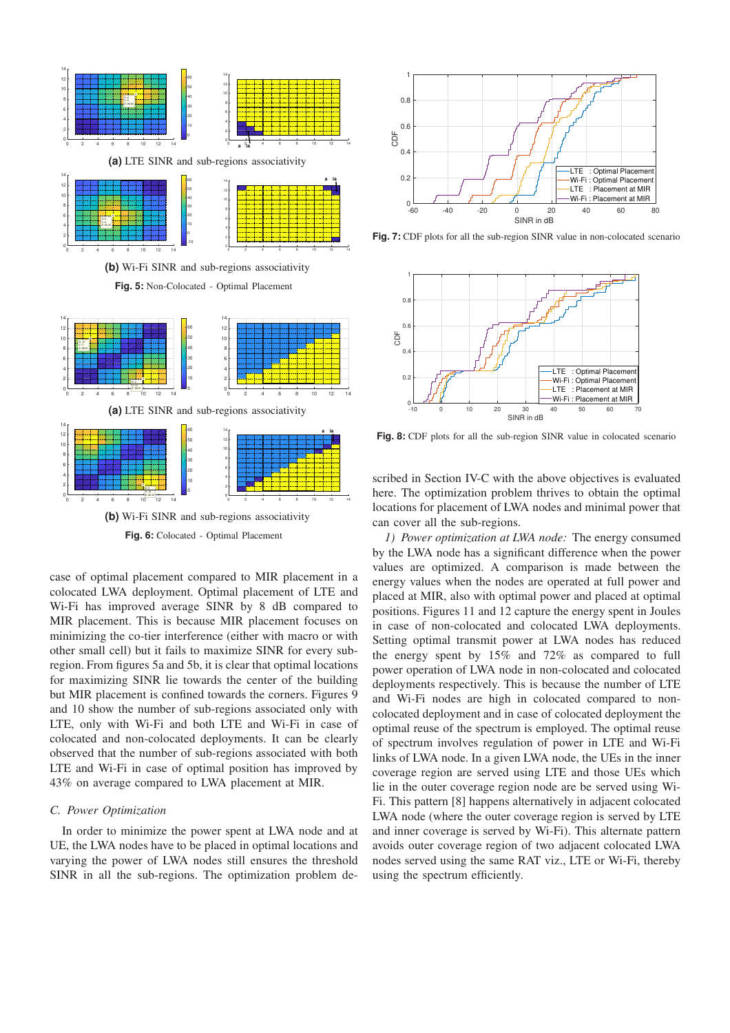(a) LTE SINR and sub-regions associativity

(b) Wi-Fi SINR and sub-regions associativity

**Fig. 5:** Non-Colocated - Optimal Placement

(a) LTE SINR and sub-regions associativity

(b) Wi-Fi SINR and sub-regions associativity

**Fig. 6:** Colocated - Optimal Placement

case of optimal placement compared to MIR placement in a colocated LWA deployment. Optimal placement of LTE and Wi-Fi has improved average SINR by 8 dB compared to MIR placement. This is because MIR placement focuses on minimizing the co-tier interference (either with macro or with other small cell) but it fails to maximize SINR for every sub-region. From figures 5a and 5b, it is clear that optimal locations for maximizing SINR lie towards the center of the building but MIR placement is confined towards the corners. Figures 9 and 10 show the number of sub-regions associated only with LTE, only with Wi-Fi and both LTE and Wi-Fi in case of colocated and non-colocated deployments. It can be clearly observed that the number of sub-regions associated with both LTE and Wi-Fi in case of optimal position has improved by 43% on average compared to LWA placement at MIR.

### C. Power Optimization

In order to minimize the power spent at LWA node and at UE, the LWA nodes have to be placed in optimal locations and varying the power of LWA nodes still ensures the threshold SINR in all the sub-regions. The optimization problem described in Section IV-C with the above objectives is evaluated here. The optimization problem thrives to obtain the optimal locations for placement of LWA nodes and minimal power that can cover all the sub-regions.

**Fig. 7:** CDF plots for all the sub-region SINR value in non-colocated scenario

**Fig. 8:** CDF plots for all the sub-region SINR value in colocated scenario

*1) Power optimization at LWA node:* The energy consumed by the LWA node has a significant difference when the power values are optimized. A comparison is made between the energy values when the nodes are operated at full power and placed at MIR, also with optimal power and placed at optimal positions. Figures 11 and 12 capture the energy spent in Joules in case of non-colocated and colocated LWA deployments. Setting optimal transmit power at LWA nodes has reduced the energy spent by 15% and 72% as compared to full power operation of LWA node in non-colocated and colocated deployments respectively. This is because the number of LTE and Wi-Fi nodes are high in colocated compared to non-colocated deployment and in case of colocated deployment the optimal reuse of the spectrum is employed. The optimal reuse of spectrum involves regulation of power in LTE and Wi-Fi links of LWA node. In a given LWA node, the UEs in the inner coverage region are served using LTE and those UEs which lie in the outer coverage region node are be served using Wi-Fi. This pattern [8] happens alternatively in adjacent colocated LWA node (where the outer coverage region is served by LTE and inner coverage is served by Wi-Fi). This alternate pattern avoids outer coverage region of two adjacent colocated LWA nodes served using the same RAT viz., LTE or Wi-Fi, thereby using the spectrum efficiently.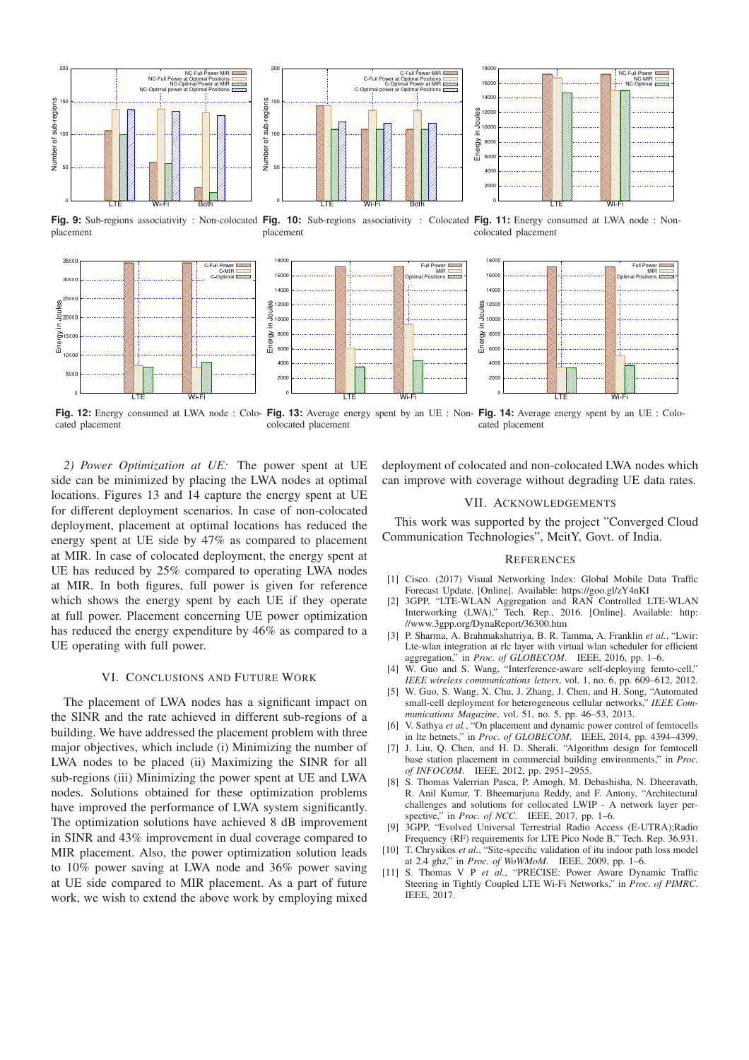200
150
100
50
0
Number of sub-regions
NC-Full Power MIR
NC-Full Power at Optimal Positions
NC-Optimal Power at MIR
NC-Optimal power at Optimal Positions
LTE
Wi-Fi
Both

**Fig. 9:** Sub-regions associativity : Non-colocated placement

200
150
100
50
0
Number of sub-regions
C-Full Power MIR
C-Full Power at Optimal Positions
C-Optimal Power at MIR
C-Optimal power at Optimal Positions
LTE
Wi-Fi
Both

**Fig. 10:** Sub-regions associativity : Colocated placement

18000
16000
14000
12000
10000
8000
6000
4000
2000
0
Energy in Joules
NC-Full Power
NC-MIR
NC-Optimal
LTE
Wi-Fi

**Fig. 11:** Energy consumed at LWA node : Non-colocated placement

35000
30000
25000
20000
15000
10000
5000
0
Energy in Joules
C-Full Power
C-MIR
C-Optimal
LTE
Wi-Fi

**Fig. 12:** Energy consumed at LWA node : Colocated placement

18000
16000
14000
12000
10000
8000
6000
4000
2000
0
Energy in Joules
Full Power
MIR
Optimal Positions
LTE
Wi-Fi

**Fig. 13:** Average energy spent by an UE : Non-colocated placement

18000
16000
14000
12000
10000
8000
6000
4000
2000
0
Energy in Joules
Full Power
MIR
Optimal Positions
LTE
Wi-Fi

**Fig. 14:** Average energy spent by an UE : Colocated placement

*2) Power Optimization at UE:* The power spent at UE side can be minimized by placing the LWA nodes at optimal locations. Figures 13 and 14 capture the energy spent at UE for different deployment scenarios. In case of non-colocated deployment, placement at optimal locations has reduced the energy spent at UE side by 47% as compared to placement at MIR. In case of colocated deployment, the energy spent at UE has reduced by 25% compared to operating LWA nodes at MIR. In both figures, full power is given for reference which shows the energy spent by each UE if they operate at full power. Placement concerning UE power optimization has reduced the energy expenditure by 46% as compared to a UE operating with full power.

## VI. Conclusions and Future Work

The placement of LWA nodes has a significant impact on the SINR and the rate achieved in different sub-regions of a building. We have addressed the placement problem with three major objectives, which include (i) Minimizing the number of LWA nodes to be placed (ii) Maximizing the SINR for all sub-regions (iii) Minimizing the power spent at UE and LWA nodes. Solutions obtained for these optimization problems have improved the performance of LWA system significantly. The optimization solutions have achieved 8 dB improvement in SINR and 43% improvement in dual coverage compared to MIR placement. Also, the power optimization solution leads to 10% power saving at LWA node and 36% power saving at UE side compared to MIR placement. As a part of future work, we wish to extend the above work by employing mixed deployment of colocated and non-colocated LWA nodes which can improve with coverage without degrading UE data rates.

## VII. Acknowledgements

This work was supported by the project "Converged Cloud Communication Technologies", MeitY, Govt. of India.

## References

[1] Cisco. (2017) Visual Networking Index: Global Mobile Data Traffic Forecast Update. [Online]. Available: https://goo.gl/zY4nKI

[2] 3GPP, "LTE-WLAN Aggregation and RAN Controlled LTE-WLAN Interworking (LWA)," Tech. Rep., 2016. [Online]. Available: http://www.3gpp.org/DynaReport/36300.htm

[3] P. Sharma, A. Brahmakshatriya, B. R. Tamma, A. Franklin *et al.*, "Lwir: Lte-wlan integration at rlc layer with virtual wlan scheduler for efficient aggregation," in *Proc. of GLOBECOM*. IEEE, 2016, pp. 1–6.

[4] W. Guo and S. Wang, "Interference-aware self-deploying femto-cell," *IEEE wireless communications letters*, vol. 1, no. 6, pp. 609–612, 2012.

[5] W. Guo, S. Wang, X. Chu, J. Zhang, J. Chen, and H. Song, "Automated small-cell deployment for heterogeneous cellular networks," *IEEE Communications Magazine*, vol. 51, no. 5, pp. 46–53, 2013.

[6] V. Sathya *et al.*, "On placement and dynamic power control of femtocells in lte hetnets," in *Proc. of GLOBECOM*. IEEE, 2014, pp. 4394–4399.

[7] J. Liu, Q. Chen, and H. D. Sherali, "Algorithm design for femtocell base station placement in commercial building environments," in *Proc. of INFOCOM*. IEEE, 2012, pp. 2951–2955.

[8] S. Thomas Valerrian Pasca, P. Amogh, M. Debashisha, N. Dheeravath, R. Anil Kumar, T. Bheemarjuna Reddy, and F. Antony, "Architectural challenges and solutions for collocated LWIP - A network layer perspective," in *Proc. of NCC*. IEEE, 2017, pp. 1–6.

[9] 3GPP, "Evolved Universal Terrestrial Radio Access (E-UTRA);Radio Frequency (RF) requirements for LTE Pico Node B," Tech. Rep. 36.931.

[10] T. Chrysikos *et al.*, "Site-specific validation of itu indoor path loss model at 2.4 ghz," in *Proc. of WoWMoM*. IEEE, 2009, pp. 1–6.

[11] S. Thomas V P *et al.*, "PRECISE: Power Aware Dynamic Traffic Steering in Tightly Coupled LTE Wi-Fi Networks," in *Proc. of PIMRC*. IEEE, 2017.